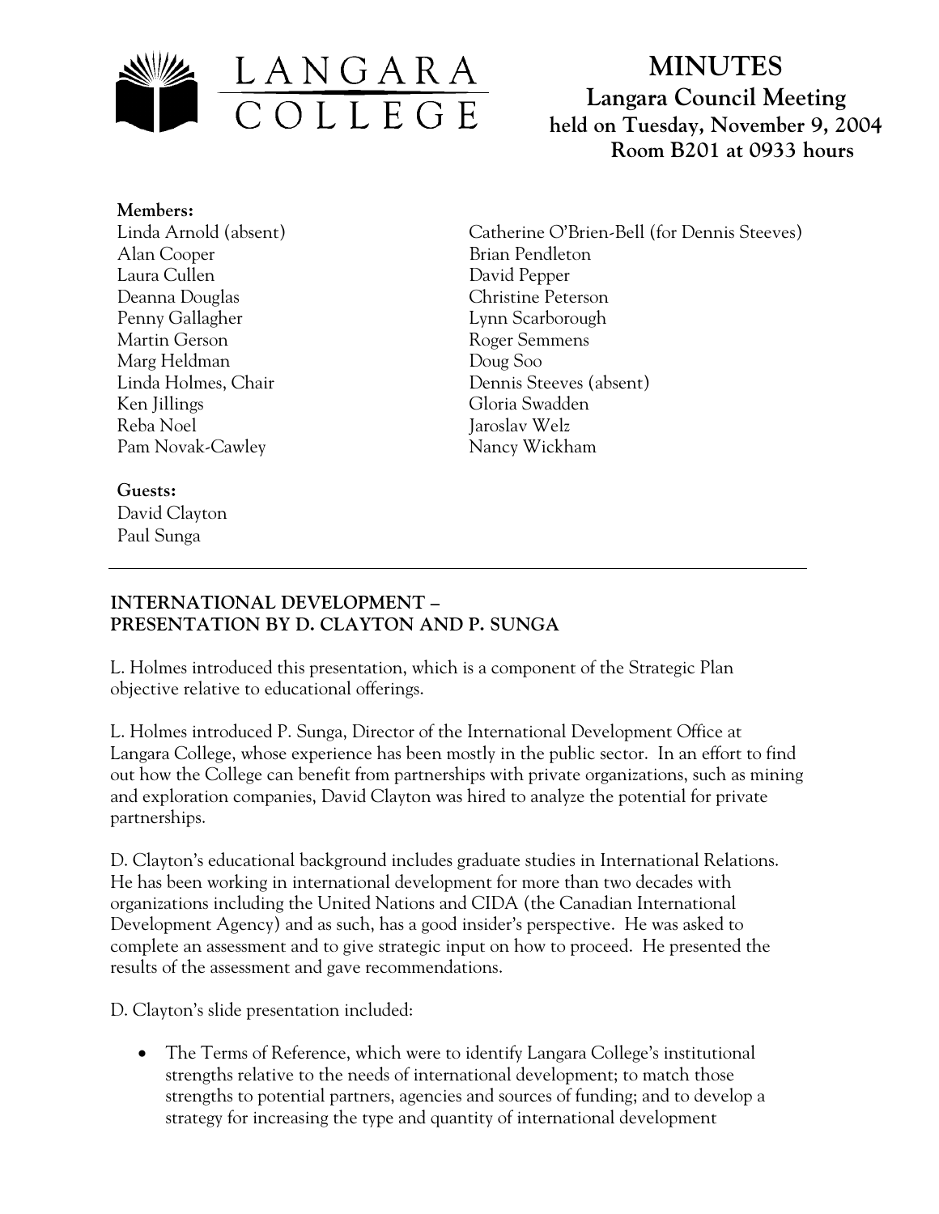# MINUTES

## Langara Council Meeting
**held on Tuesday, November 9, 2004**
**Room B201 at 0933 hours**

**Members:**

Linda Arnold (absent)
Alan Cooper
Laura Cullen
Deanna Douglas
Penny Gallagher
Martin Gerson
Marg Heldman
Linda Holmes, Chair
Ken Jillings
Reba Noel
Pam Novak-Cawley
Catherine O'Brien-Bell (for Dennis Steeves)
Brian Pendleton
David Pepper
Christine Peterson
Lynn Scarborough
Roger Semmens
Doug Soo
Dennis Steeves (absent)
Gloria Swadden
Jaroslav Welz
Nancy Wickham

**Guests:**

David Clayton
Paul Sunga

---

### INTERNATIONAL DEVELOPMENT – PRESENTATION BY D. CLAYTON AND P. SUNGA

L. Holmes introduced this presentation, which is a component of the Strategic Plan objective relative to educational offerings.

L. Holmes introduced P. Sunga, Director of the International Development Office at Langara College, whose experience has been mostly in the public sector. In an effort to find out how the College can benefit from partnerships with private organizations, such as mining and exploration companies, David Clayton was hired to analyze the potential for private partnerships.

D. Clayton's educational background includes graduate studies in International Relations. He has been working in international development for more than two decades with organizations including the United Nations and CIDA (the Canadian International Development Agency) and as such, has a good insider's perspective. He was asked to complete an assessment and to give strategic input on how to proceed. He presented the results of the assessment and gave recommendations.

D. Clayton's slide presentation included:

- The Terms of Reference, which were to identify Langara College's institutional strengths relative to the needs of international development; to match those strengths to potential partners, agencies and sources of funding; and to develop a strategy for increasing the type and quantity of international development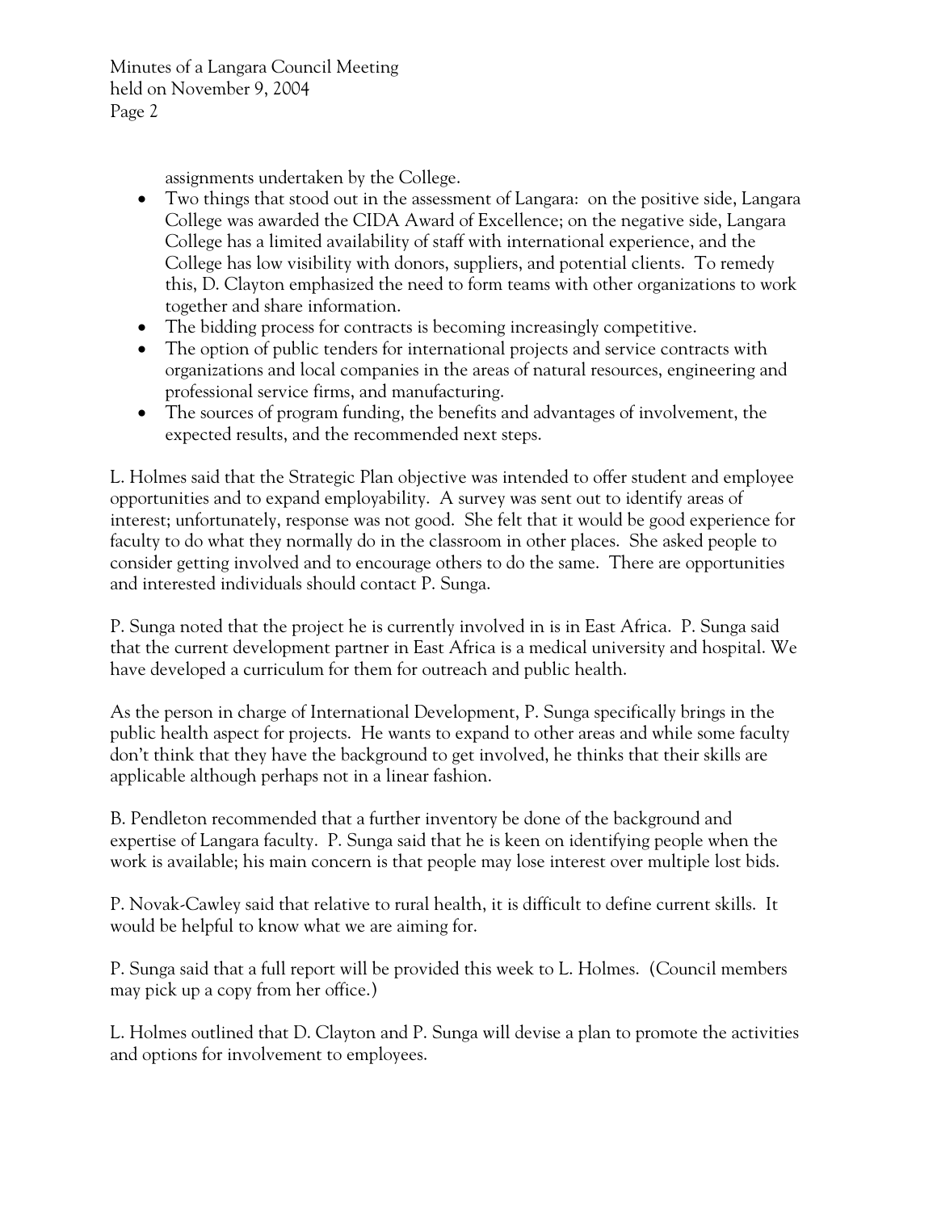assignments undertaken by the College.

- Two things that stood out in the assessment of Langara: on the positive side, Langara College was awarded the CIDA Award of Excellence; on the negative side, Langara College has a limited availability of staff with international experience, and the College has low visibility with donors, suppliers, and potential clients. To remedy this, D. Clayton emphasized the need to form teams with other organizations to work together and share information.
- The bidding process for contracts is becoming increasingly competitive.
- The option of public tenders for international projects and service contracts with organizations and local companies in the areas of natural resources, engineering and professional service firms, and manufacturing.
- The sources of program funding, the benefits and advantages of involvement, the expected results, and the recommended next steps.

L. Holmes said that the Strategic Plan objective was intended to offer student and employee opportunities and to expand employability. A survey was sent out to identify areas of interest; unfortunately, response was not good. She felt that it would be good experience for faculty to do what they normally do in the classroom in other places. She asked people to consider getting involved and to encourage others to do the same. There are opportunities and interested individuals should contact P. Sunga.

P. Sunga noted that the project he is currently involved in is in East Africa. P. Sunga said that the current development partner in East Africa is a medical university and hospital. We have developed a curriculum for them for outreach and public health.

As the person in charge of International Development, P. Sunga specifically brings in the public health aspect for projects. He wants to expand to other areas and while some faculty don't think that they have the background to get involved, he thinks that their skills are applicable although perhaps not in a linear fashion.

B. Pendleton recommended that a further inventory be done of the background and expertise of Langara faculty. P. Sunga said that he is keen on identifying people when the work is available; his main concern is that people may lose interest over multiple lost bids.

P. Novak-Cawley said that relative to rural health, it is difficult to define current skills. It would be helpful to know what we are aiming for.

P. Sunga said that a full report will be provided this week to L. Holmes. (Council members may pick up a copy from her office.)

L. Holmes outlined that D. Clayton and P. Sunga will devise a plan to promote the activities and options for involvement to employees.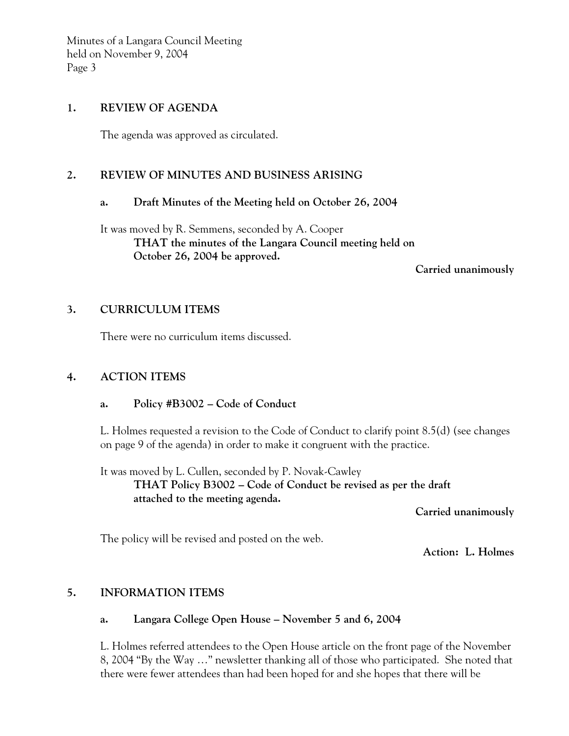## 1. REVIEW OF AGENDA

The agenda was approved as circulated.

## 2. REVIEW OF MINUTES AND BUSINESS ARISING

### a. Draft Minutes of the Meeting held on October 26, 2004

It was moved by R. Semmens, seconded by A. Cooper

**THAT the minutes of the Langara Council meeting held on October 26, 2004 be approved.**

**Carried unanimously**

## 3. CURRICULUM ITEMS

There were no curriculum items discussed.

## 4. ACTION ITEMS

### a. Policy #B3002 – Code of Conduct

L. Holmes requested a revision to the Code of Conduct to clarify point 8.5(d) (see changes on page 9 of the agenda) in order to make it congruent with the practice.

It was moved by L. Cullen, seconded by P. Novak-Cawley

**THAT Policy B3002 – Code of Conduct be revised as per the draft attached to the meeting agenda.**

**Carried unanimously**

The policy will be revised and posted on the web.

**Action: L. Holmes**

## 5. INFORMATION ITEMS

### a. Langara College Open House – November 5 and 6, 2004

L. Holmes referred attendees to the Open House article on the front page of the November 8, 2004 "By the Way …" newsletter thanking all of those who participated. She noted that there were fewer attendees than had been hoped for and she hopes that there will be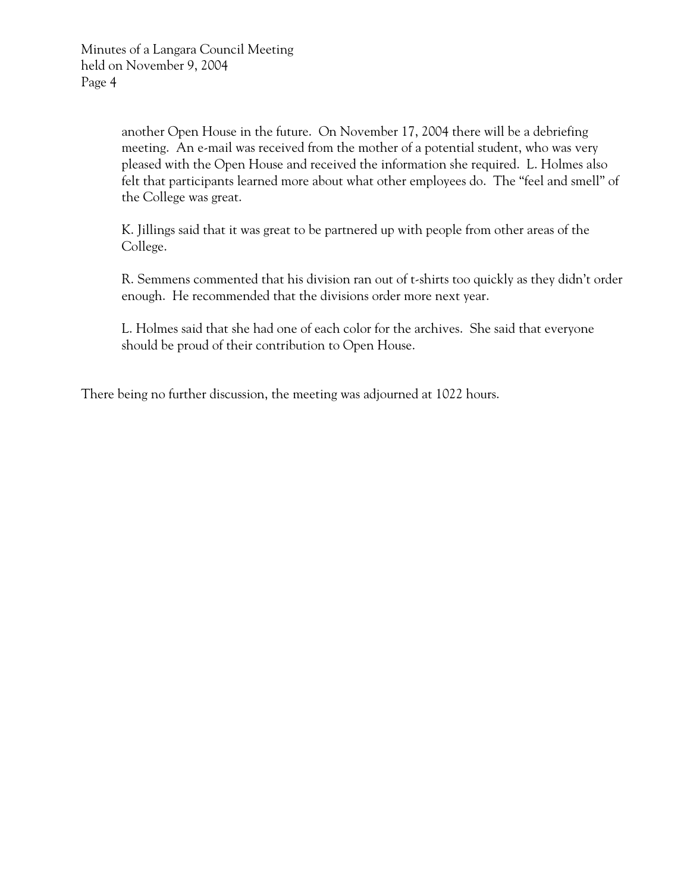another Open House in the future. On November 17, 2004 there will be a debriefing meeting. An e-mail was received from the mother of a potential student, who was very pleased with the Open House and received the information she required. L. Holmes also felt that participants learned more about what other employees do. The "feel and smell" of the College was great.

K. Jillings said that it was great to be partnered up with people from other areas of the College.

R. Semmens commented that his division ran out of t-shirts too quickly as they didn't order enough. He recommended that the divisions order more next year.

L. Holmes said that she had one of each color for the archives. She said that everyone should be proud of their contribution to Open House.

There being no further discussion, the meeting was adjourned at 1022 hours.